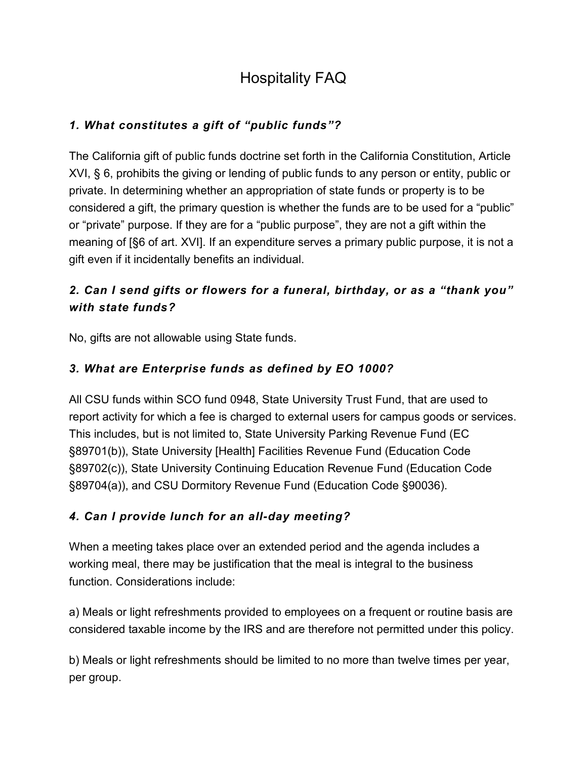# Hospitality FAQ

### *1. What constitutes a gift of "public funds"?*

The California gift of public funds doctrine set forth in the California Constitution, Article XVI, § 6, prohibits the giving or lending of public funds to any person or entity, public or private. In determining whether an appropriation of state funds or property is to be considered a gift, the primary question is whether the funds are to be used for a "public" or "private" purpose. If they are for a "public purpose", they are not a gift within the meaning of [§6 of art. XVI]. If an expenditure serves a primary public purpose, it is not a gift even if it incidentally benefits an individual.

### *2. Can I send gifts or flowers for a funeral, birthday, or as a "thank you" with state funds?*

No, gifts are not allowable using State funds.

### *3. What are Enterprise funds as defined by EO 1000?*

All CSU funds within SCO fund 0948, State University Trust Fund, that are used to report activity for which a fee is charged to external users for campus goods or services. This includes, but is not limited to, State University Parking Revenue Fund (EC §89701(b)), State University [Health] Facilities Revenue Fund (Education Code §89702(c)), State University Continuing Education Revenue Fund (Education Code §89704(a)), and CSU Dormitory Revenue Fund (Education Code §90036).

### *4. Can I provide lunch for an all-day meeting?*

When a meeting takes place over an extended period and the agenda includes a working meal, there may be justification that the meal is integral to the business function. Considerations include:

a) Meals or light refreshments provided to employees on a frequent or routine basis are considered taxable income by the IRS and are therefore not permitted under this policy.

b) Meals or light refreshments should be limited to no more than twelve times per year, per group.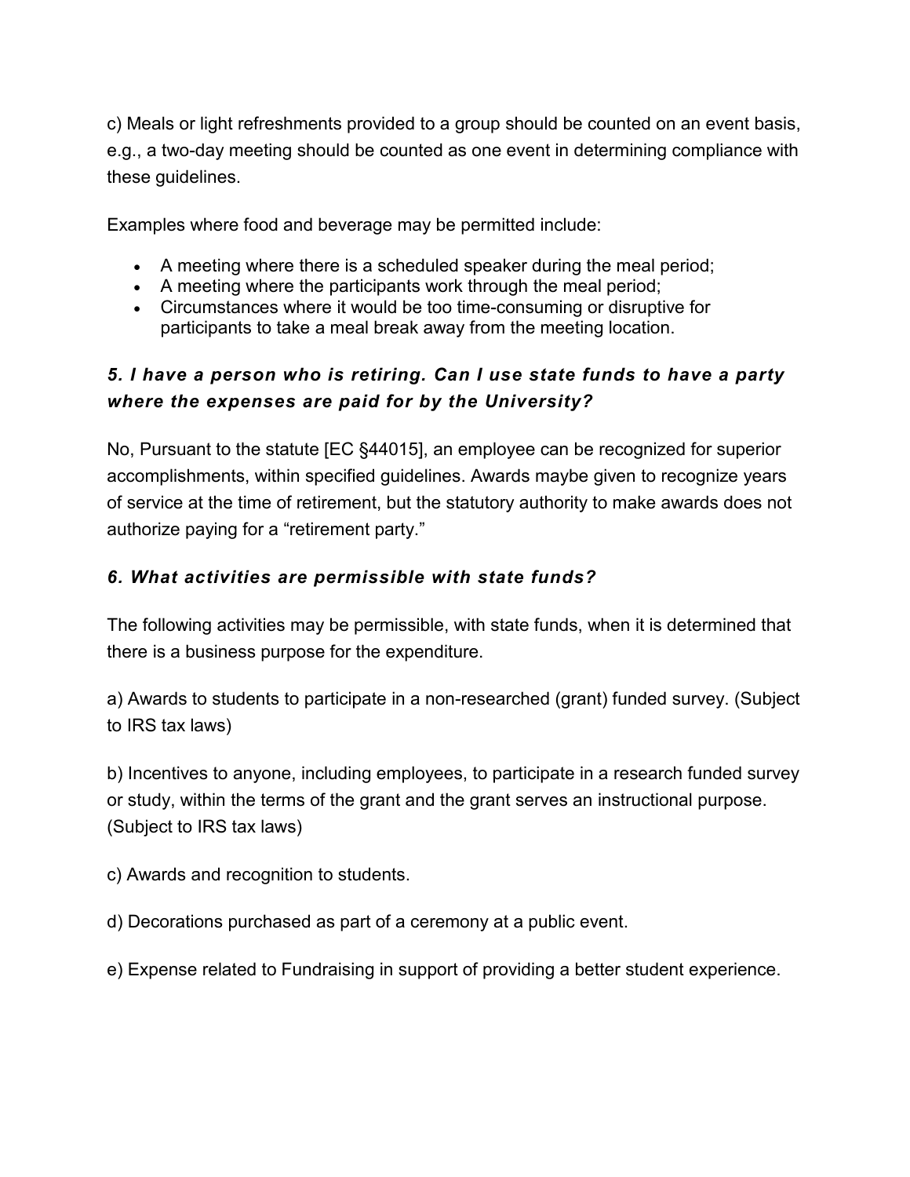c) Meals or light refreshments provided to a group should be counted on an event basis, e.g., a two-day meeting should be counted as one event in determining compliance with these guidelines.

Examples where food and beverage may be permitted include:

- A meeting where there is a scheduled speaker during the meal period;
- A meeting where the participants work through the meal period;
- Circumstances where it would be too time-consuming or disruptive for participants to take a meal break away from the meeting location.

### *5. I have a person who is retiring. Can I use state funds to have a party where the expenses are paid for by the University?*

No, Pursuant to the statute [EC §44015], an employee can be recognized for superior accomplishments, within specified guidelines. Awards maybe given to recognize years of service at the time of retirement, but the statutory authority to make awards does not authorize paying for a "retirement party."

### *6. What activities are permissible with state funds?*

The following activities may be permissible, with state funds, when it is determined that there is a business purpose for the expenditure.

a) Awards to students to participate in a non-researched (grant) funded survey. (Subject to IRS tax laws)

b) Incentives to anyone, including employees, to participate in a research funded survey or study, within the terms of the grant and the grant serves an instructional purpose. (Subject to IRS tax laws)

c) Awards and recognition to students.

d) Decorations purchased as part of a ceremony at a public event.

e) Expense related to Fundraising in support of providing a better student experience.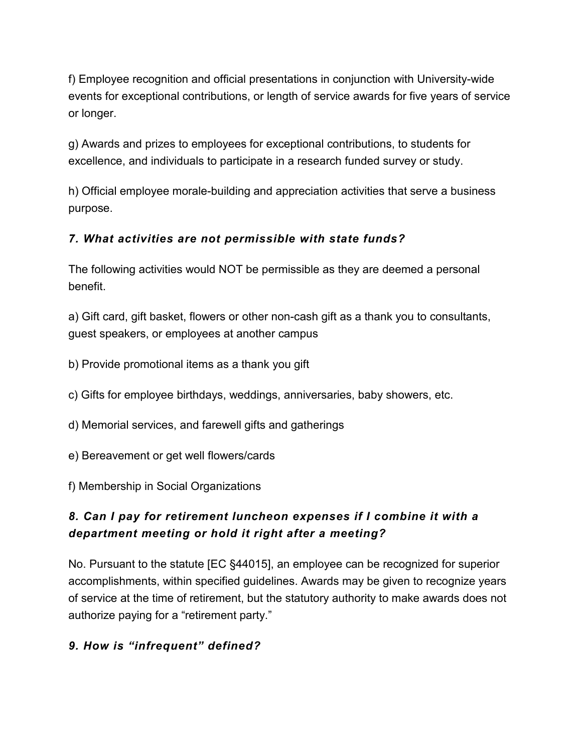f) Employee recognition and official presentations in conjunction with University-wide events for exceptional contributions, or length of service awards for five years of service or longer.

g) Awards and prizes to employees for exceptional contributions, to students for excellence, and individuals to participate in a research funded survey or study.

h) Official employee morale-building and appreciation activities that serve a business purpose.

### *7. What activities are not permissible with state funds?*

The following activities would NOT be permissible as they are deemed a personal benefit.

a) Gift card, gift basket, flowers or other non-cash gift as a thank you to consultants, guest speakers, or employees at another campus

b) Provide promotional items as a thank you gift

c) Gifts for employee birthdays, weddings, anniversaries, baby showers, etc.

d) Memorial services, and farewell gifts and gatherings

e) Bereavement or get well flowers/cards

f) Membership in Social Organizations

### *8. Can I pay for retirement luncheon expenses if I combine it with a department meeting or hold it right after a meeting?*

No. Pursuant to the statute [EC §44015], an employee can be recognized for superior accomplishments, within specified guidelines. Awards may be given to recognize years of service at the time of retirement, but the statutory authority to make awards does not authorize paying for a “retirement party.”

### *9. How is “infrequent” defined?*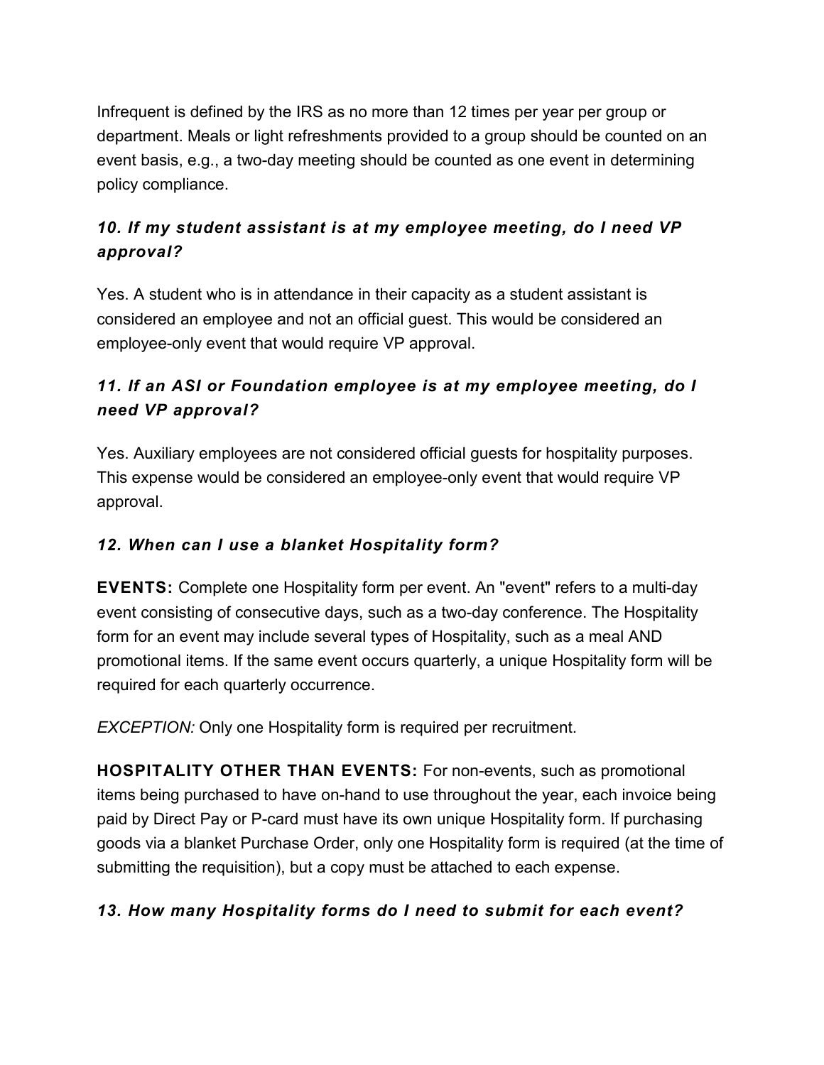Infrequent is defined by the IRS as no more than 12 times per year per group or department. Meals or light refreshments provided to a group should be counted on an event basis, e.g., a two-day meeting should be counted as one event in determining policy compliance.

### *10. If my student assistant is at my employee meeting, do I need VP approval?*

Yes. A student who is in attendance in their capacity as a student assistant is considered an employee and not an official guest. This would be considered an employee-only event that would require VP approval.

### *11. If an ASI or Foundation employee is at my employee meeting, do I need VP approval?*

Yes. Auxiliary employees are not considered official guests for hospitality purposes. This expense would be considered an employee-only event that would require VP approval.

### *12. When can I use a blanket Hospitality form?*

**EVENTS:** Complete one Hospitality form per event. An "event" refers to a multi-day event consisting of consecutive days, such as a two-day conference. The Hospitality form for an event may include several types of Hospitality, such as a meal AND promotional items. If the same event occurs quarterly, a unique Hospitality form will be required for each quarterly occurrence.

*EXCEPTION:* Only one Hospitality form is required per recruitment.

**HOSPITALITY OTHER THAN EVENTS:** For non-events, such as promotional items being purchased to have on-hand to use throughout the year, each invoice being paid by Direct Pay or P-card must have its own unique Hospitality form. If purchasing goods via a blanket Purchase Order, only one Hospitality form is required (at the time of submitting the requisition), but a copy must be attached to each expense.

### *13. How many Hospitality forms do I need to submit for each event?*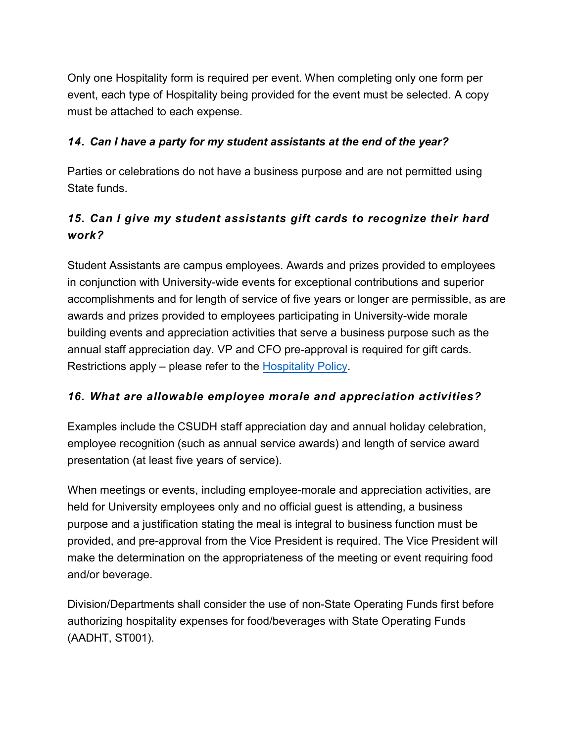Only one Hospitality form is required per event. When completing only one form per event, each type of Hospitality being provided for the event must be selected. A copy must be attached to each expense.

### *14. Can I have a party for my student assistants at the end of the year?*

Parties or celebrations do not have a business purpose and are not permitted using State funds.

### *15. Can I give my student assistants gift cards to recognize their hard work?*

Student Assistants are campus employees. Awards and prizes provided to employees in conjunction with University-wide events for exceptional contributions and superior accomplishments and for length of service of five years or longer are permissible, as are awards and prizes provided to employees participating in University-wide morale building events and appreciation activities that serve a business purpose such as the annual staff appreciation day. VP and CFO pre-approval is required for gift cards. Restrictions apply – please refer to the Hospitality Policy.

### *16. What are allowable employee morale and appreciation activities?*

Examples include the CSUDH staff appreciation day and annual holiday celebration, employee recognition (such as annual service awards) and length of service award presentation (at least five years of service).

When meetings or events, including employee-morale and appreciation activities, are held for University employees only and no official guest is attending, a business purpose and a justification stating the meal is integral to business function must be provided, and pre-approval from the Vice President is required. The Vice President will make the determination on the appropriateness of the meeting or event requiring food and/or beverage.

Division/Departments shall consider the use of non-State Operating Funds first before authorizing hospitality expenses for food/beverages with State Operating Funds (AADHT, ST001).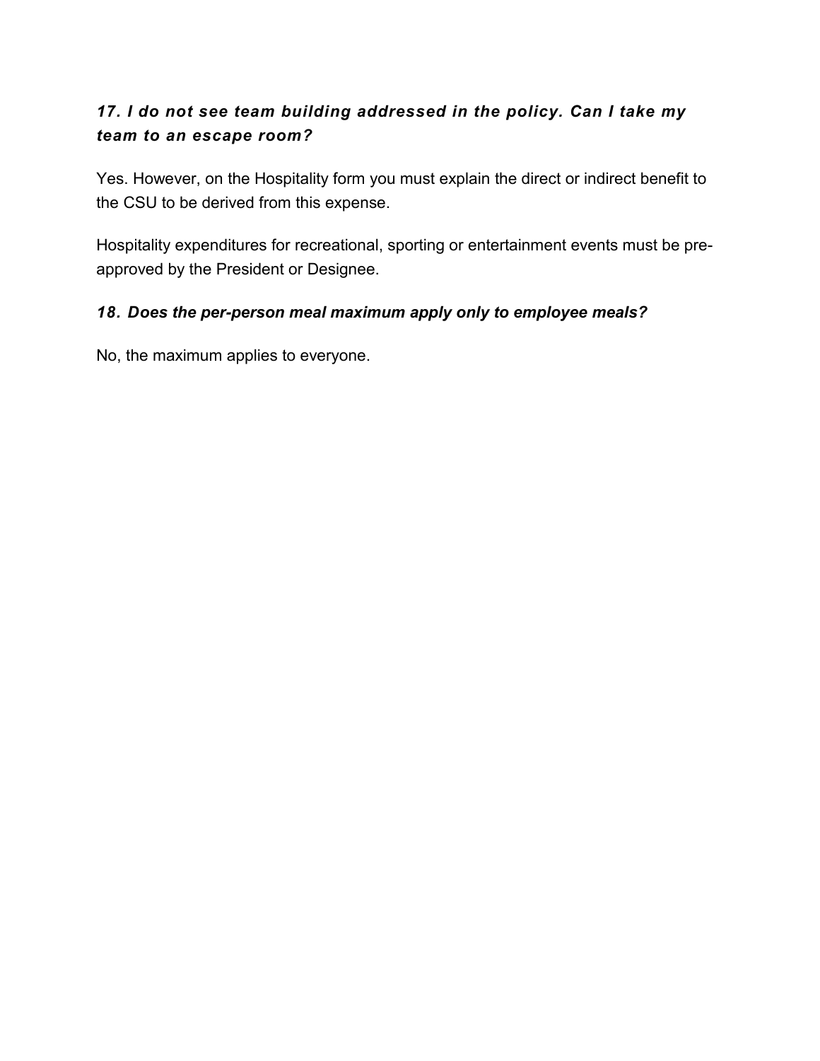*17. I do not see team building addressed in the policy. Can I take my team to an escape room?*

Yes. However, on the Hospitality form you must explain the direct or indirect benefit to the CSU to be derived from this expense.

Hospitality expenditures for recreational, sporting or entertainment events must be pre-approved by the President or Designee.

*18. Does the per-person meal maximum apply only to employee meals?*

No, the maximum applies to everyone.